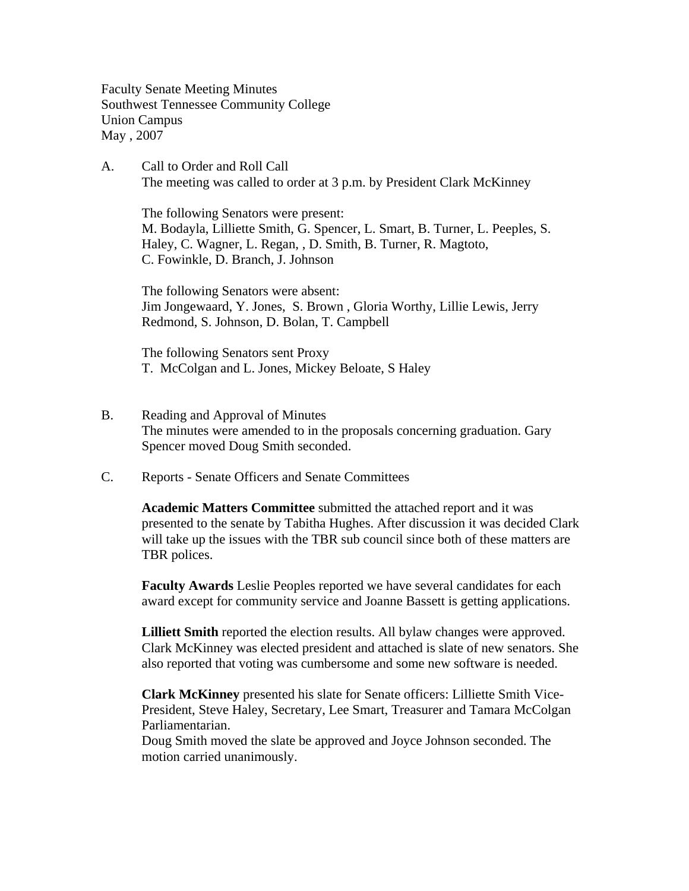Faculty Senate Meeting Minutes
Southwest Tennessee Community College
Union Campus
May , 2007

A. Call to Order and Roll Call

The meeting was called to order at 3 p.m. by President Clark McKinney

The following Senators were present:
M. Bodayla, Lilliette Smith, G. Spencer, L. Smart, B. Turner, L. Peeples, S. Haley, C. Wagner, L. Regan, , D. Smith, B. Turner, R. Magtoto, C. Fowinkle, D. Branch, J. Johnson

The following Senators were absent:
Jim Jongewaard, Y. Jones, S. Brown , Gloria Worthy, Lillie Lewis, Jerry Redmond, S. Johnson, D. Bolan, T. Campbell

The following Senators sent Proxy
T. McColgan and L. Jones, Mickey Beloate, S Haley

B. Reading and Approval of Minutes

The minutes were amended to in the proposals concerning graduation. Gary Spencer moved Doug Smith seconded.

C. Reports - Senate Officers and Senate Committees

**Academic Matters Committee** submitted the attached report and it was presented to the senate by Tabitha Hughes. After discussion it was decided Clark will take up the issues with the TBR sub council since both of these matters are TBR polices.

**Faculty Awards** Leslie Peoples reported we have several candidates for each award except for community service and Joanne Bassett is getting applications.

**Lilliett Smith** reported the election results. All bylaw changes were approved. Clark McKinney was elected president and attached is slate of new senators. She also reported that voting was cumbersome and some new software is needed.

**Clark McKinney** presented his slate for Senate officers: Lilliette Smith Vice-President, Steve Haley, Secretary, Lee Smart, Treasurer and Tamara McColgan Parliamentarian.
Doug Smith moved the slate be approved and Joyce Johnson seconded. The motion carried unanimously.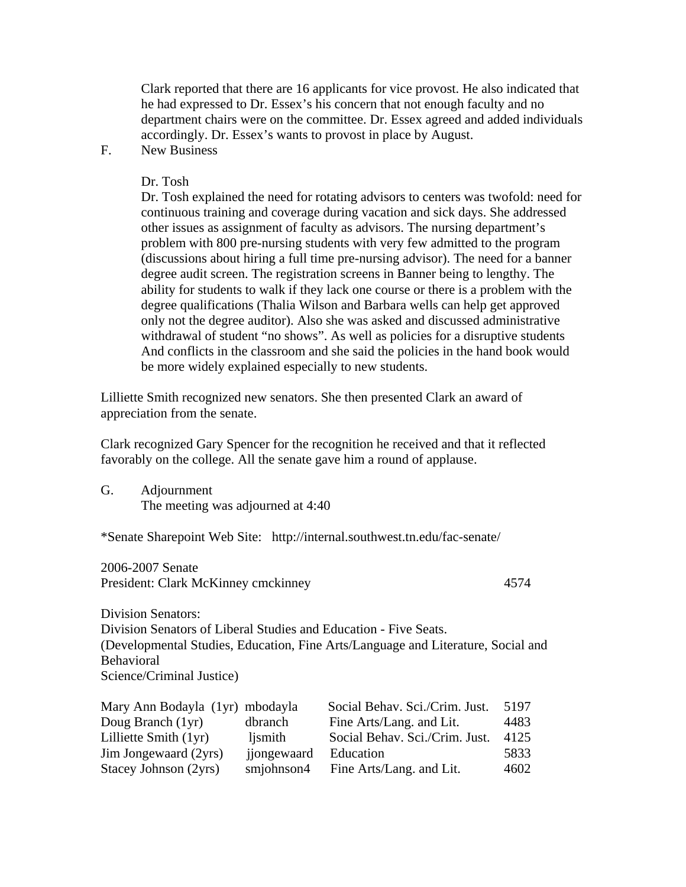Clark reported that there are 16 applicants for vice provost. He also indicated that he had expressed to Dr. Essex's his concern that not enough faculty and no department chairs were on the committee. Dr. Essex agreed and added individuals accordingly. Dr. Essex's wants to provost in place by August.

F. New Business

Dr. Tosh

Dr. Tosh explained the need for rotating advisors to centers was twofold: need for continuous training and coverage during vacation and sick days. She addressed other issues as assignment of faculty as advisors. The nursing department's problem with 800 pre-nursing students with very few admitted to the program (discussions about hiring a full time pre-nursing advisor). The need for a banner degree audit screen. The registration screens in Banner being to lengthy. The ability for students to walk if they lack one course or there is a problem with the degree qualifications (Thalia Wilson and Barbara wells can help get approved only not the degree auditor). Also she was asked and discussed administrative withdrawal of student "no shows". As well as policies for a disruptive students And conflicts in the classroom and she said the policies in the hand book would be more widely explained especially to new students.

Lilliette Smith recognized new senators. She then presented Clark an award of appreciation from the senate.

Clark recognized Gary Spencer for the recognition he received and that it reflected favorably on the college. All the senate gave him a round of applause.

G. Adjournment

The meeting was adjourned at 4:40

*Senate Sharepoint Web Site: http://internal.southwest.tn.edu/fac-senate/

2006-2007 Senate

President: Clark McKinney cmckinney 4574

Division Senators:

Division Senators of Liberal Studies and Education - Five Seats.

(Developmental Studies, Education, Fine Arts/Language and Literature, Social and Behavioral Science/Criminal Justice)

| | | | |
|---|---|---|---|
| Mary Ann Bodayla (1yr) | mbodayla | Social Behav. Sci./Crim. Just. | 5197 |
| Doug Branch (1yr) | dbranch | Fine Arts/Lang. and Lit. | 4483 |
| Lilliette Smith (1yr) | ljsmith | Social Behav. Sci./Crim. Just. | 4125 |
| Jim Jongewaard (2yrs) | jjongewaard | Education | 5833 |
| Stacey Johnson (2yrs) | smjohnson4 | Fine Arts/Lang. and Lit. | 4602 |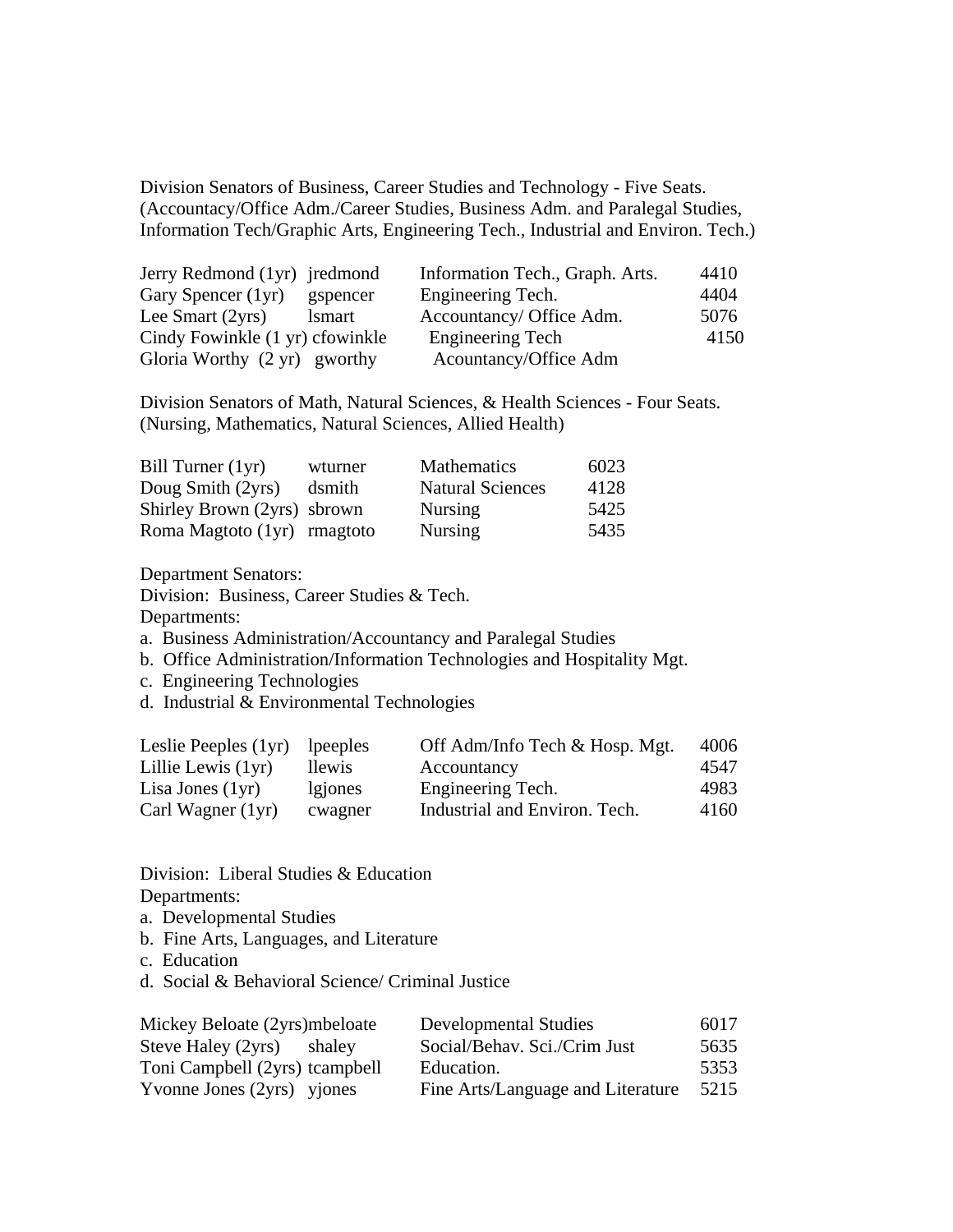Division Senators of Business, Career Studies and Technology - Five Seats.
(Accountancy/Office Adm./Career Studies, Business Adm. and Paralegal Studies, Information Tech/Graphic Arts, Engineering Tech., Industrial and Environ. Tech.)

| | | | |
|---|---|---|---|
| Jerry Redmond (1yr) | jredmond | Information Tech., Graph. Arts. | 4410 |
| Gary Spencer (1yr) | gspencer | Engineering Tech. | 4404 |
| Lee Smart (2yrs) | lsmart | Accountancy/ Office Adm. | 5076 |
| Cindy Fowinkle (1 yr) | cfowinkle | Engineering Tech | 4150 |
| Gloria Worthy (2 yr) | gworthy | Acountancy/Office Adm | |

Division Senators of Math, Natural Sciences, & Health Sciences - Four Seats.
(Nursing, Mathematics, Natural Sciences, Allied Health)

| | | | |
|---|---|---|---|
| Bill Turner (1yr) | wturner | Mathematics | 6023 |
| Doug Smith (2yrs) | dsmith | Natural Sciences | 4128 |
| Shirley Brown (2yrs) | sbrown | Nursing | 5425 |
| Roma Magtoto (1yr) | rmagtoto | Nursing | 5435 |

Department Senators:
Division: Business, Career Studies & Tech.
Departments:

a. Business Administration/Accountancy and Paralegal Studies
b. Office Administration/Information Technologies and Hospitality Mgt.
c. Engineering Technologies
d. Industrial & Environmental Technologies

| | | | |
|---|---|---|---|
| Leslie Peeples (1yr) | lpeeples | Off Adm/Info Tech & Hosp. Mgt. | 4006 |
| Lillie Lewis (1yr) | llewis | Accountancy | 4547 |
| Lisa Jones (1yr) | lgjones | Engineering Tech. | 4983 |
| Carl Wagner (1yr) | cwagner | Industrial and Environ. Tech. | 4160 |

Division: Liberal Studies & Education
Departments:

a. Developmental Studies
b. Fine Arts, Languages, and Literature
c. Education
d. Social & Behavioral Science/ Criminal Justice

| | | | |
|---|---|---|---|
| Mickey Beloate (2yrs) | mbeloate | Developmental Studies | 6017 |
| Steve Haley (2yrs) | shaley | Social/Behav. Sci./Crim Just | 5635 |
| Toni Campbell (2yrs) | tcampbell | Education. | 5353 |
| Yvonne Jones (2yrs) | yjones | Fine Arts/Language and Literature | 5215 |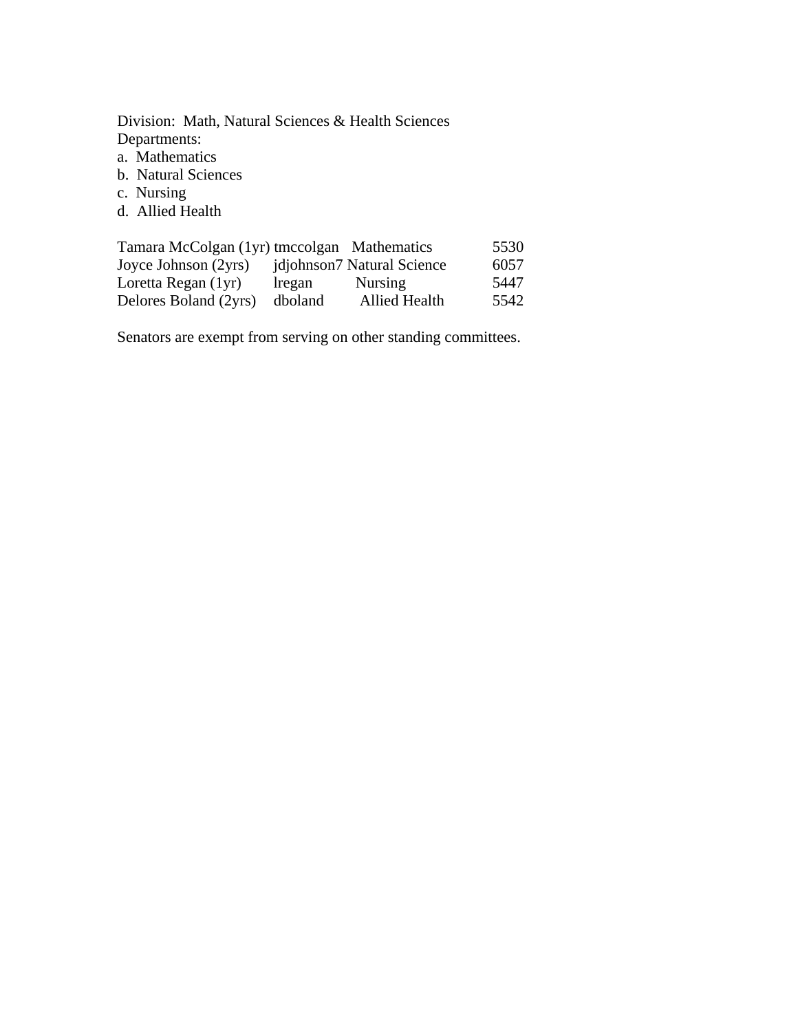Division: Math, Natural Sciences & Health Sciences
Departments:
a. Mathematics
b. Natural Sciences
c. Nursing
d. Allied Health

| | | | |
|---|---|---|---|
| Tamara McColgan (1yr) | tmccolgan | Mathematics | 5530 |
| Joyce Johnson (2yrs) | jdjohnson7 | Natural Science | 6057 |
| Loretta Regan (1yr) | lregan | Nursing | 5447 |
| Delores Boland (2yrs) | dboland | Allied Health | 5542 |

Senators are exempt from serving on other standing committees.